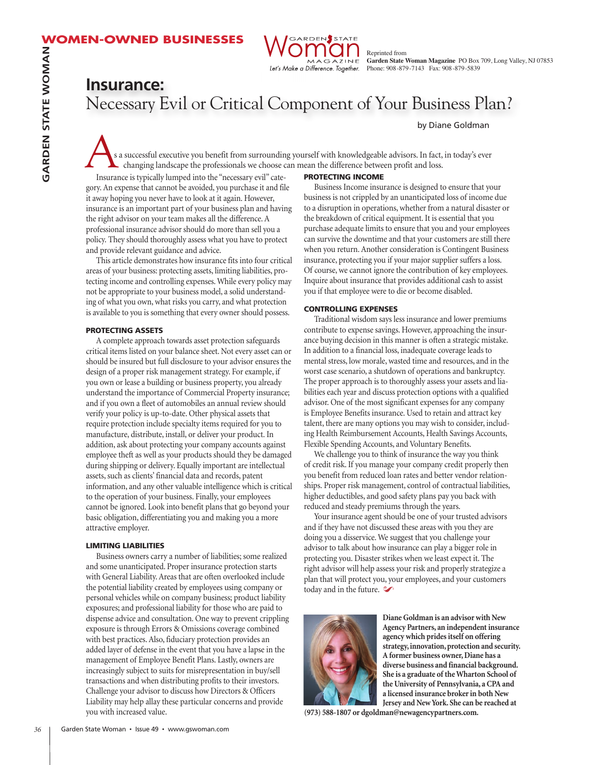WOMEN-OWNED BUSINESSES

Reprinted from
**Garden State Woman Magazine** PO Box 709, Long Valley, NJ 07853
Phone: 908-879-7143 Fax: 908-879-5839

# Insurance:
## Necessary Evil or Critical Component of Your Business Plan?

by Diane Goldman

As a successful executive you benefit from surrounding yourself with knowledgeable advisors. In fact, in today's ever changing landscape the professionals we choose can mean the difference between profit and loss.

Insurance is typically lumped into the "necessary evil" category. An expense that cannot be avoided, you purchase it and file it away hoping you never have to look at it again. However, insurance is an important part of your business plan and having the right advisor on your team makes all the difference. A professional insurance advisor should do more than sell you a policy. They should thoroughly assess what you have to protect and provide relevant guidance and advice.

This article demonstrates how insurance fits into four critical areas of your business: protecting assets, limiting liabilities, protecting income and controlling expenses. While every policy may not be appropriate to your business model, a solid understanding of what you own, what risks you carry, and what protection is available to you is something that every owner should possess.

### PROTECTING ASSETS

A complete approach towards asset protection safeguards critical items listed on your balance sheet. Not every asset can or should be insured but full disclosure to your advisor ensures the design of a proper risk management strategy. For example, if you own or lease a building or business property, you already understand the importance of Commercial Property insurance; and if you own a fleet of automobiles an annual review should verify your policy is up-to-date. Other physical assets that require protection include specialty items required for you to manufacture, distribute, install, or deliver your product. In addition, ask about protecting your company accounts against employee theft as well as your products should they be damaged during shipping or delivery. Equally important are intellectual assets, such as clients' financial data and records, patent information, and any other valuable intelligence which is critical to the operation of your business. Finally, your employees cannot be ignored. Look into benefit plans that go beyond your basic obligation, differentiating you and making you a more attractive employer.

### LIMITING LIABILITIES

Business owners carry a number of liabilities; some realized and some unanticipated. Proper insurance protection starts with General Liability. Areas that are often overlooked include the potential liability created by employees using company or personal vehicles while on company business; product liability exposures; and professional liability for those who are paid to dispense advice and consultation. One way to prevent crippling exposure is through Errors & Omissions coverage combined with best practices. Also, fiduciary protection provides an added layer of defense in the event that you have a lapse in the management of Employee Benefit Plans. Lastly, owners are increasingly subject to suits for misrepresentation in buy/sell transactions and when distributing profits to their investors. Challenge your advisor to discuss how Directors & Officers Liability may help allay these particular concerns and provide you with increased value.

### PROTECTING INCOME

Business Income insurance is designed to ensure that your business is not crippled by an unanticipated loss of income due to a disruption in operations, whether from a natural disaster or the breakdown of critical equipment. It is essential that you purchase adequate limits to ensure that you and your employees can survive the downtime and that your customers are still there when you return. Another consideration is Contingent Business insurance, protecting you if your major supplier suffers a loss. Of course, we cannot ignore the contribution of key employees. Inquire about insurance that provides additional cash to assist you if that employee were to die or become disabled.

### CONTROLLING EXPENSES

Traditional wisdom says less insurance and lower premiums contribute to expense savings. However, approaching the insurance buying decision in this manner is often a strategic mistake. In addition to a financial loss, inadequate coverage leads to mental stress, low morale, wasted time and resources, and in the worst case scenario, a shutdown of operations and bankruptcy. The proper approach is to thoroughly assess your assets and liabilities each year and discuss protection options with a qualified advisor. One of the most significant expenses for any company is Employee Benefits insurance. Used to retain and attract key talent, there are many options you may wish to consider, including Health Reimbursement Accounts, Health Savings Accounts, Flexible Spending Accounts, and Voluntary Benefits.

We challenge you to think of insurance the way you think of credit risk. If you manage your company credit properly then you benefit from reduced loan rates and better vendor relationships. Proper risk management, control of contractual liabilities, higher deductibles, and good safety plans pay you back with reduced and steady premiums through the years.

Your insurance agent should be one of your trusted advisors and if they have not discussed these areas with you they are doing you a disservice. We suggest that you challenge your advisor to talk about how insurance can play a bigger role in protecting you. Disaster strikes when we least expect it. The right advisor will help assess your risk and properly strategize a plan that will protect you, your employees, and your customers today and in the future.

**Diane Goldman is an advisor with New Agency Partners, an independent insurance agency which prides itself on offering strategy, innovation, protection and security. A former business owner, Diane has a diverse business and financial background. She is a graduate of the Wharton School of the University of Pennsylvania, a CPA and a licensed insurance broker in both New Jersey and New York. She can be reached at (973) 588-1807 or dgoldman@newagencypartners.com.**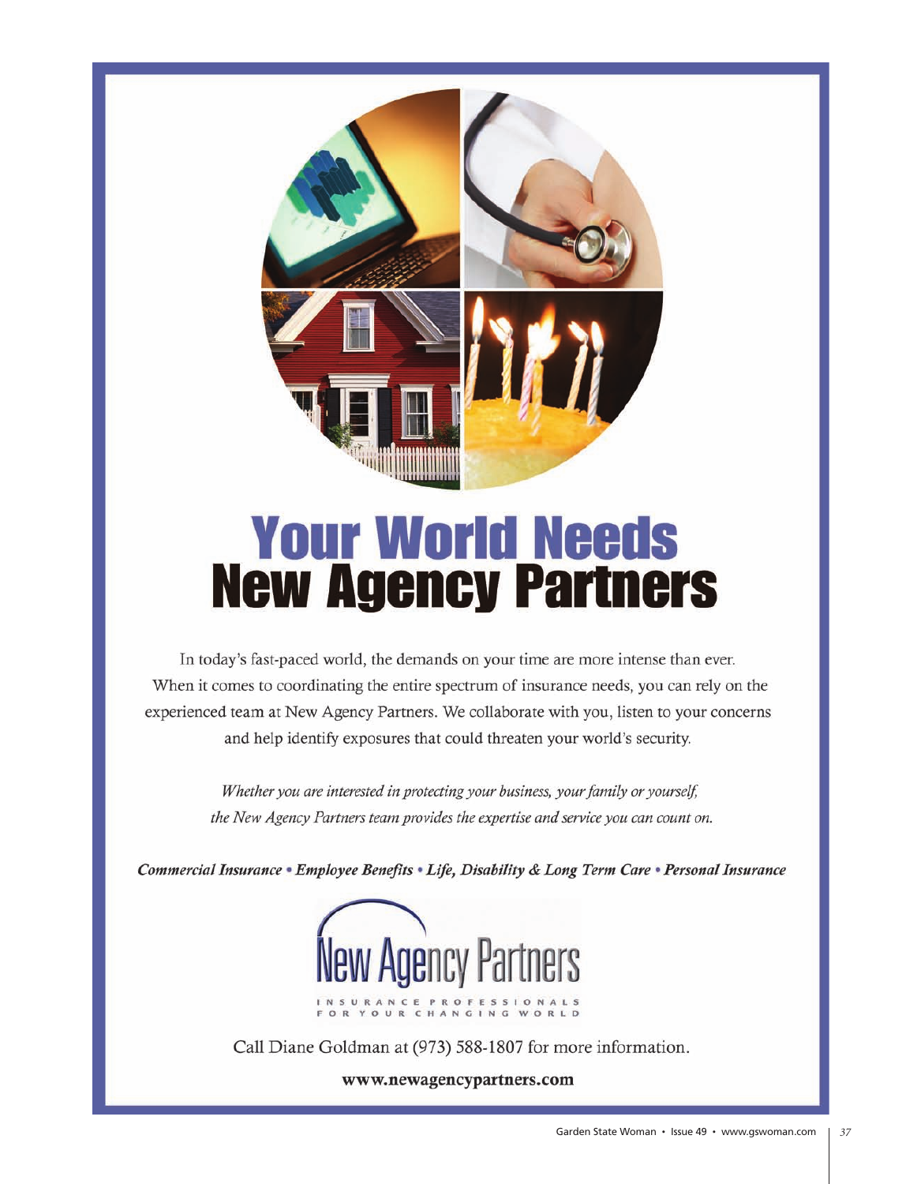# Your World Needs New Agency Partners

In today's fast-paced world, the demands on your time are more intense than ever. When it comes to coordinating the entire spectrum of insurance needs, you can rely on the experienced team at New Agency Partners. We collaborate with you, listen to your concerns and help identify exposures that could threaten your world's security.

*Whether you are interested in protecting your business, your family or yourself, the New Agency Partners team provides the expertise and service you can count on.*

***Commercial Insurance • Employee Benefits • Life, Disability & Long Term Care • Personal Insurance***

New Agency Partners

INSURANCE PROFESSIONALS FOR YOUR CHANGING WORLD

Call Diane Goldman at (973) 588-1807 for more information.

**www.newagencypartners.com**